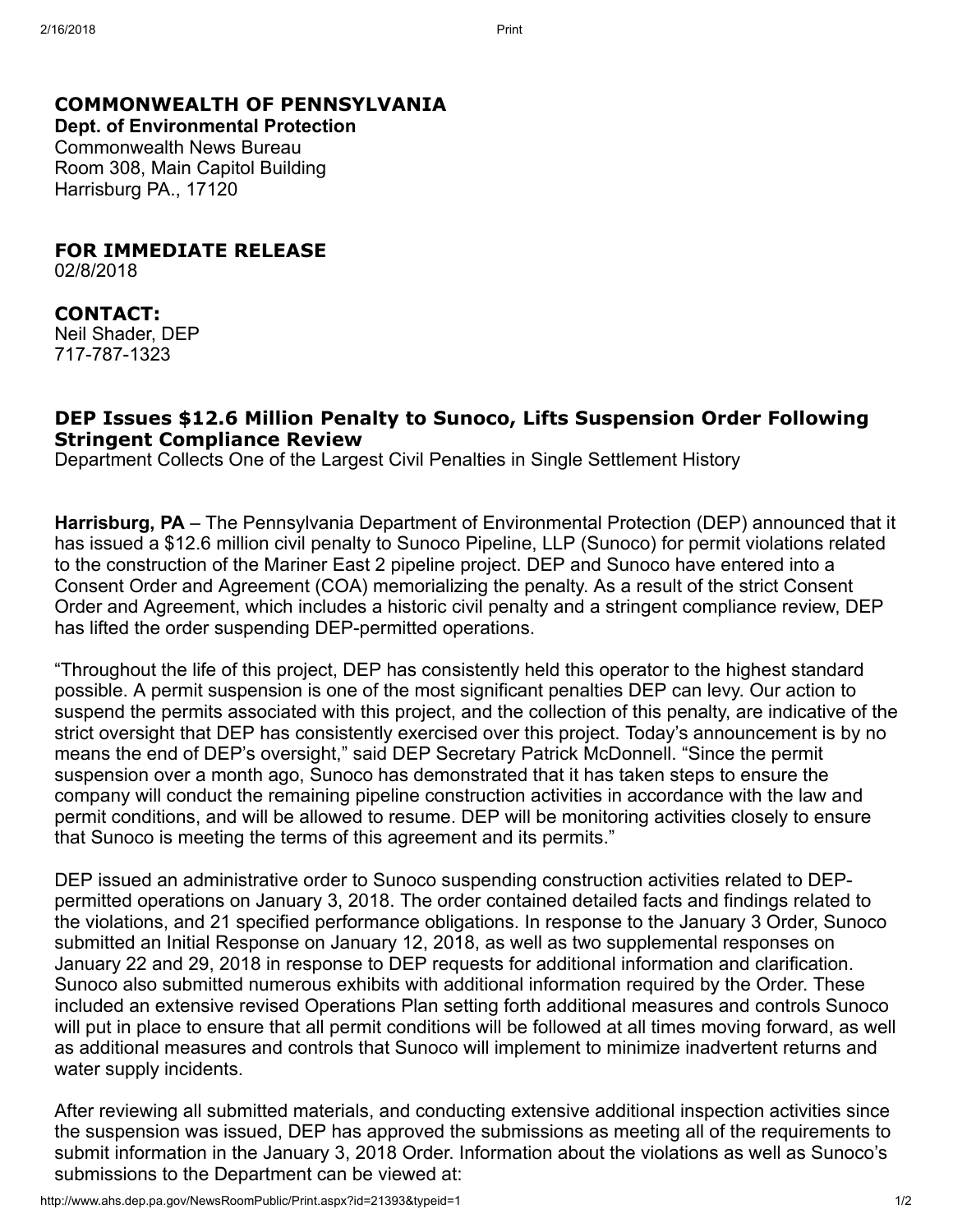**COMMONWEALTH OF PENNSYLVANIA**
**Dept. of Environmental Protection**
Commonwealth News Bureau
Room 308, Main Capitol Building
Harrisburg PA., 17120

**FOR IMMEDIATE RELEASE**
02/8/2018

**CONTACT:**
Neil Shader, DEP
717-787-1323

## DEP Issues $12.6 Million Penalty to Sunoco, Lifts Suspension Order Following Stringent Compliance Review

Department Collects One of the Largest Civil Penalties in Single Settlement History

**Harrisburg, PA** – The Pennsylvania Department of Environmental Protection (DEP) announced that it has issued a $12.6 million civil penalty to Sunoco Pipeline, LLP (Sunoco) for permit violations related to the construction of the Mariner East 2 pipeline project. DEP and Sunoco have entered into a Consent Order and Agreement (COA) memorializing the penalty. As a result of the strict Consent Order and Agreement, which includes a historic civil penalty and a stringent compliance review, DEP has lifted the order suspending DEP-permitted operations.

"Throughout the life of this project, DEP has consistently held this operator to the highest standard possible. A permit suspension is one of the most significant penalties DEP can levy. Our action to suspend the permits associated with this project, and the collection of this penalty, are indicative of the strict oversight that DEP has consistently exercised over this project. Today's announcement is by no means the end of DEP's oversight," said DEP Secretary Patrick McDonnell. "Since the permit suspension over a month ago, Sunoco has demonstrated that it has taken steps to ensure the company will conduct the remaining pipeline construction activities in accordance with the law and permit conditions, and will be allowed to resume. DEP will be monitoring activities closely to ensure that Sunoco is meeting the terms of this agreement and its permits."

DEP issued an administrative order to Sunoco suspending construction activities related to DEP-permitted operations on January 3, 2018. The order contained detailed facts and findings related to the violations, and 21 specified performance obligations. In response to the January 3 Order, Sunoco submitted an Initial Response on January 12, 2018, as well as two supplemental responses on January 22 and 29, 2018 in response to DEP requests for additional information and clarification. Sunoco also submitted numerous exhibits with additional information required by the Order. These included an extensive revised Operations Plan setting forth additional measures and controls Sunoco will put in place to ensure that all permit conditions will be followed at all times moving forward, as well as additional measures and controls that Sunoco will implement to minimize inadvertent returns and water supply incidents.

After reviewing all submitted materials, and conducting extensive additional inspection activities since the suspension was issued, DEP has approved the submissions as meeting all of the requirements to submit information in the January 3, 2018 Order. Information about the violations as well as Sunoco's submissions to the Department can be viewed at: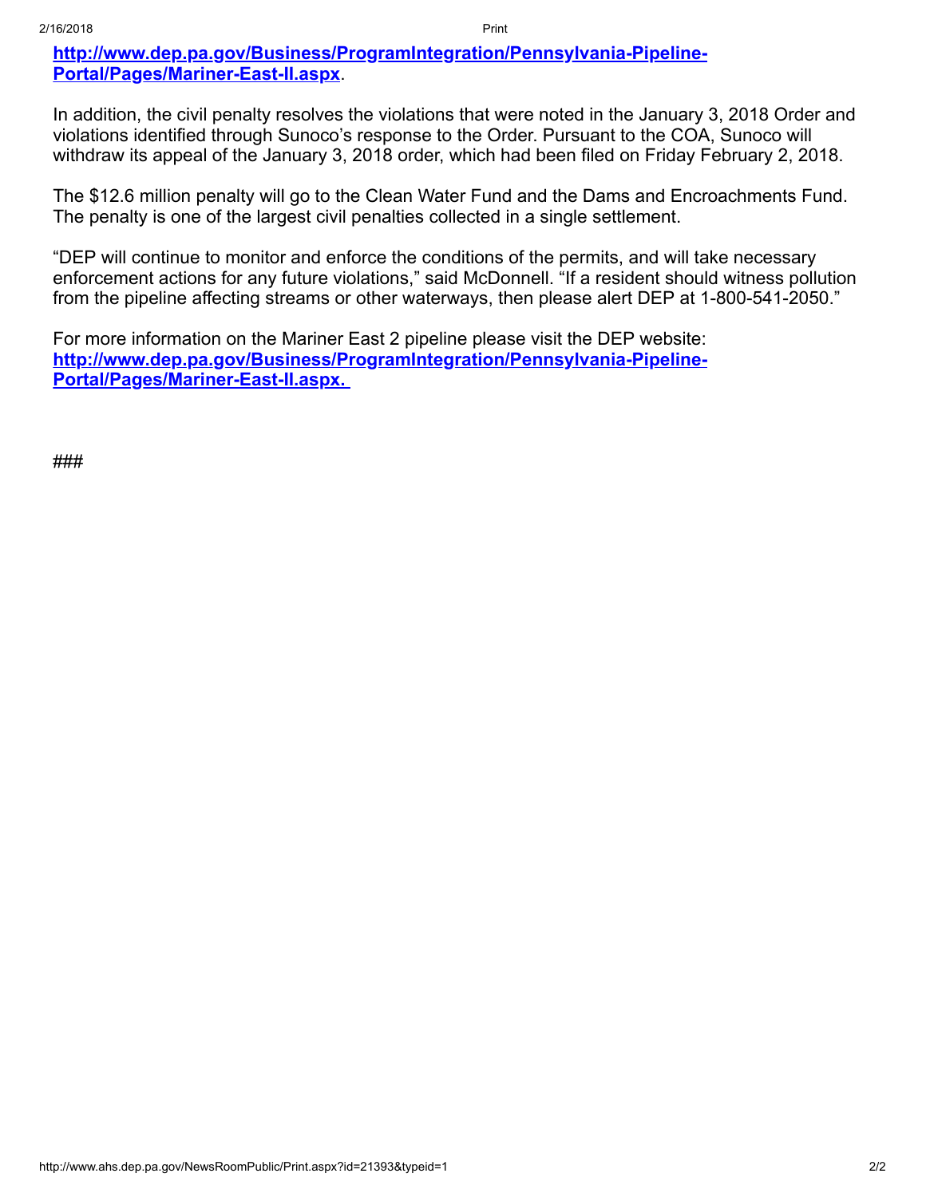**[http://www.dep.pa.gov/Business/ProgramIntegration/Pennsylvania-Pipeline-Portal/Pages/Mariner-East-II.aspx](http://www.dep.pa.gov/Business/ProgramIntegration/Pennsylvania-Pipeline-Portal/Pages/Mariner-East-II.aspx)**.

In addition, the civil penalty resolves the violations that were noted in the January 3, 2018 Order and violations identified through Sunoco's response to the Order. Pursuant to the COA, Sunoco will withdraw its appeal of the January 3, 2018 order, which had been filed on Friday February 2, 2018.

The $12.6 million penalty will go to the Clean Water Fund and the Dams and Encroachments Fund. The penalty is one of the largest civil penalties collected in a single settlement.

"DEP will continue to monitor and enforce the conditions of the permits, and will take necessary enforcement actions for any future violations," said McDonnell. "If a resident should witness pollution from the pipeline affecting streams or other waterways, then please alert DEP at 1-800-541-2050."

For more information on the Mariner East 2 pipeline please visit the DEP website: **[http://www.dep.pa.gov/Business/ProgramIntegration/Pennsylvania-Pipeline-Portal/Pages/Mariner-East-II.aspx.](http://www.dep.pa.gov/Business/ProgramIntegration/Pennsylvania-Pipeline-Portal/Pages/Mariner-East-II.aspx)**

###